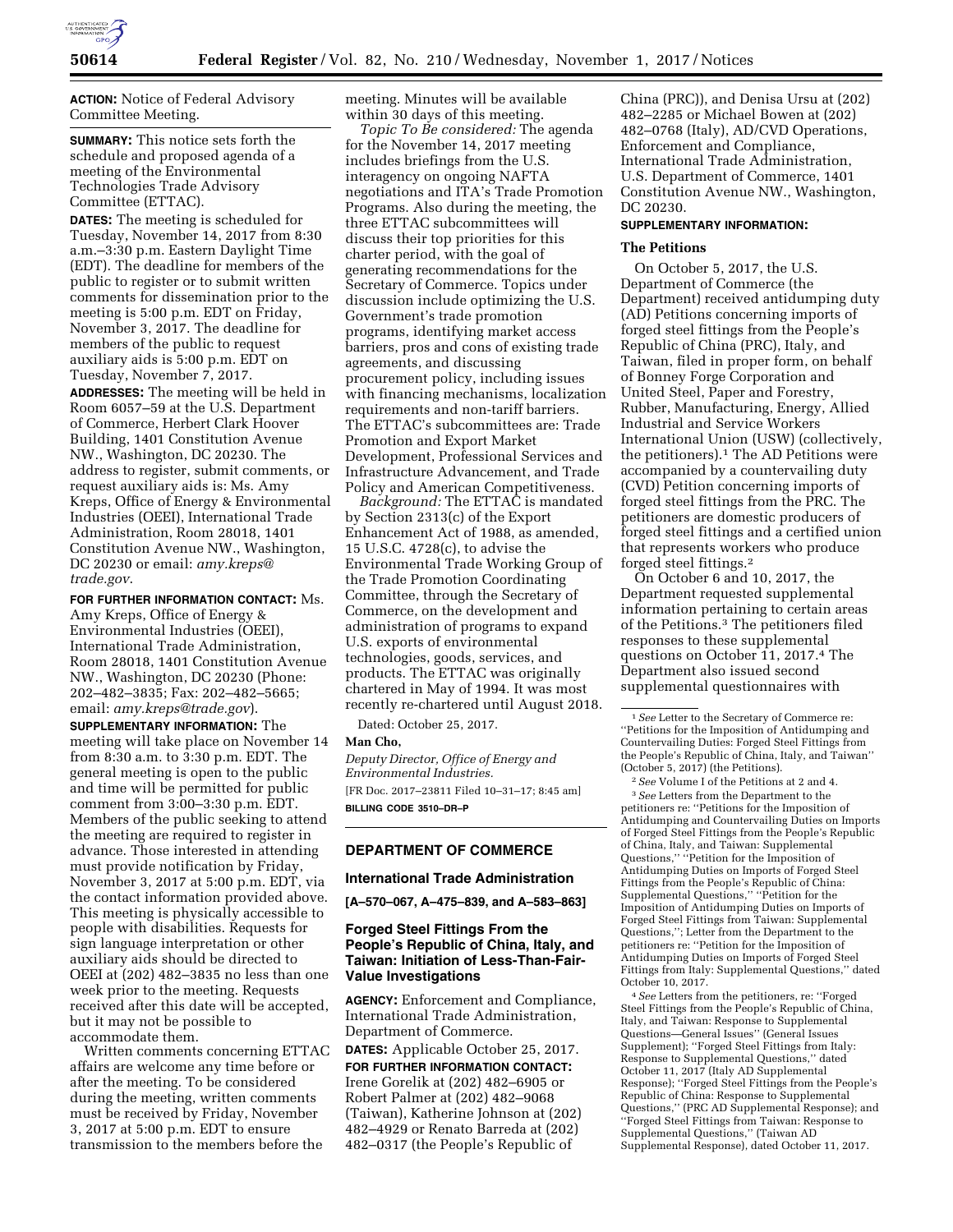**ACTION:** Notice of Federal Advisory Committee Meeting.

**SUMMARY:** This notice sets forth the schedule and proposed agenda of a meeting of the Environmental Technologies Trade Advisory Committee (ETTAC).

**DATES:** The meeting is scheduled for Tuesday, November 14, 2017 from 8:30 a.m.–3:30 p.m. Eastern Daylight Time (EDT). The deadline for members of the public to register or to submit written comments for dissemination prior to the meeting is 5:00 p.m. EDT on Friday, November 3, 2017. The deadline for members of the public to request auxiliary aids is 5:00 p.m. EDT on Tuesday, November 7, 2017.

**ADDRESSES:** The meeting will be held in Room 6057–59 at the U.S. Department of Commerce, Herbert Clark Hoover Building, 1401 Constitution Avenue NW., Washington, DC 20230. The address to register, submit comments, or request auxiliary aids is: Ms. Amy Kreps, Office of Energy & Environmental Industries (OEEI), International Trade Administration, Room 28018, 1401 Constitution Avenue NW., Washington, DC 20230 or email: *amy.kreps@trade.gov*.

**FOR FURTHER INFORMATION CONTACT:** Ms. Amy Kreps, Office of Energy & Environmental Industries (OEEI), International Trade Administration, Room 28018, 1401 Constitution Avenue NW., Washington, DC 20230 (Phone: 202–482–3835; Fax: 202–482–5665; email: *amy.kreps@trade.gov*).

**SUPPLEMENTARY INFORMATION:** The meeting will take place on November 14 from 8:30 a.m. to 3:30 p.m. EDT. The general meeting is open to the public and time will be permitted for public comment from 3:00–3:30 p.m. EDT. Members of the public seeking to attend the meeting are required to register in advance. Those interested in attending must provide notification by Friday, November 3, 2017 at 5:00 p.m. EDT, via the contact information provided above. This meeting is physically accessible to people with disabilities. Requests for sign language interpretation or other auxiliary aids should be directed to OEEI at (202) 482–3835 no less than one week prior to the meeting. Requests received after this date will be accepted, but it may not be possible to accommodate them.

Written comments concerning ETTAC affairs are welcome any time before or after the meeting. To be considered during the meeting, written comments must be received by Friday, November 3, 2017 at 5:00 p.m. EDT to ensure transmission to the members before the meeting. Minutes will be available within 30 days of this meeting.

*Topic To Be considered:* The agenda for the November 14, 2017 meeting includes briefings from the U.S. interagency on ongoing NAFTA negotiations and ITA's Trade Promotion Programs. Also during the meeting, the three ETTAC subcommittees will discuss their top priorities for this charter period, with the goal of generating recommendations for the Secretary of Commerce. Topics under discussion include optimizing the U.S. Government's trade promotion programs, identifying market access barriers, pros and cons of existing trade agreements, and discussing procurement policy, including issues with financing mechanisms, localization requirements and non-tariff barriers. The ETTAC's subcommittees are: Trade Promotion and Export Market Development, Professional Services and Infrastructure Advancement, and Trade Policy and American Competitiveness.

*Background:* The ETTAC is mandated by Section 2313(c) of the Export Enhancement Act of 1988, as amended, 15 U.S.C. 4728(c), to advise the Environmental Trade Working Group of the Trade Promotion Coordinating Committee, through the Secretary of Commerce, on the development and administration of programs to expand U.S. exports of environmental technologies, goods, services, and products. The ETTAC was originally chartered in May of 1994. It was most recently re-chartered until August 2018.

Dated: October 25, 2017.

**Man Cho,**

*Deputy Director, Office of Energy and Environmental Industries.*

[FR Doc. 2017–23811 Filed 10–31–17; 8:45 am]

**BILLING CODE 3510–DR–P**

## DEPARTMENT OF COMMERCE

### International Trade Administration

**[A–570–067, A–475–839, and A–583–863]**

### Forged Steel Fittings From the People's Republic of China, Italy, and Taiwan: Initiation of Less-Than-Fair-Value Investigations

**AGENCY:** Enforcement and Compliance, International Trade Administration, Department of Commerce.

**DATES:** Applicable October 25, 2017.

**FOR FURTHER INFORMATION CONTACT:** Irene Gorelik at (202) 482–6905 or Robert Palmer at (202) 482–9068 (Taiwan), Katherine Johnson at (202) 482–4929 or Renato Barreda at (202) 482–0317 (the People's Republic of China (PRC)), and Denisa Ursu at (202) 482–2285 or Michael Bowen at (202) 482–0768 (Italy), AD/CVD Operations, Enforcement and Compliance, International Trade Administration, U.S. Department of Commerce, 1401 Constitution Avenue NW., Washington, DC 20230.

**SUPPLEMENTARY INFORMATION:**

#### The Petitions

On October 5, 2017, the U.S. Department of Commerce (the Department) received antidumping duty (AD) Petitions concerning imports of forged steel fittings from the People's Republic of China (PRC), Italy, and Taiwan, filed in proper form, on behalf of Bonney Forge Corporation and United Steel, Paper and Forestry, Rubber, Manufacturing, Energy, Allied Industrial and Service Workers International Union (USW) (collectively, the petitioners).[1] The AD Petitions were accompanied by a countervailing duty (CVD) Petition concerning imports of forged steel fittings from the PRC. The petitioners are domestic producers of forged steel fittings and a certified union that represents workers who produce forged steel fittings.[2]

On October 6 and 10, 2017, the Department requested supplemental information pertaining to certain areas of the Petitions.[3] The petitioners filed responses to these supplemental questions on October 11, 2017.[4] The Department also issued second supplemental questionnaires with

[1] *See* Letter to the Secretary of Commerce re: ''Petitions for the Imposition of Antidumping and Countervailing Duties: Forged Steel Fittings from the People's Republic of China, Italy, and Taiwan'' (October 5, 2017) (the Petitions).

[2] *See* Volume I of the Petitions at 2 and 4.

[3] *See* Letters from the Department to the petitioners re: ''Petitions for the Imposition of Antidumping and Countervailing Duties on Imports of Forged Steel Fittings from the People's Republic of China, Italy, and Taiwan: Supplemental Questions,'' ''Petition for the Imposition of Antidumping Duties on Imports of Forged Steel Fittings from the People's Republic of China: Supplemental Questions,'' ''Petition for the Imposition of Antidumping Duties on Imports of Forged Steel Fittings from Taiwan: Supplemental Questions,''; Letter from the Department to the petitioners re: ''Petition for the Imposition of Antidumping Duties on Imports of Forged Steel Fittings from Italy: Supplemental Questions,'' dated October 10, 2017.

[4] *See* Letters from the petitioners, re: ''Forged Steel Fittings from the People's Republic of China, Italy, and Taiwan: Response to Supplemental Questions—General Issues'' (General Issues Supplement); ''Forged Steel Fittings from Italy: Response to Supplemental Questions,'' dated October 11, 2017 (Italy AD Supplemental Response); ''Forged Steel Fittings from the People's Republic of China: Response to Supplemental Questions,'' (PRC AD Supplemental Response); and ''Forged Steel Fittings from Taiwan: Response to Supplemental Questions,'' (Taiwan AD Supplemental Response), dated October 11, 2017.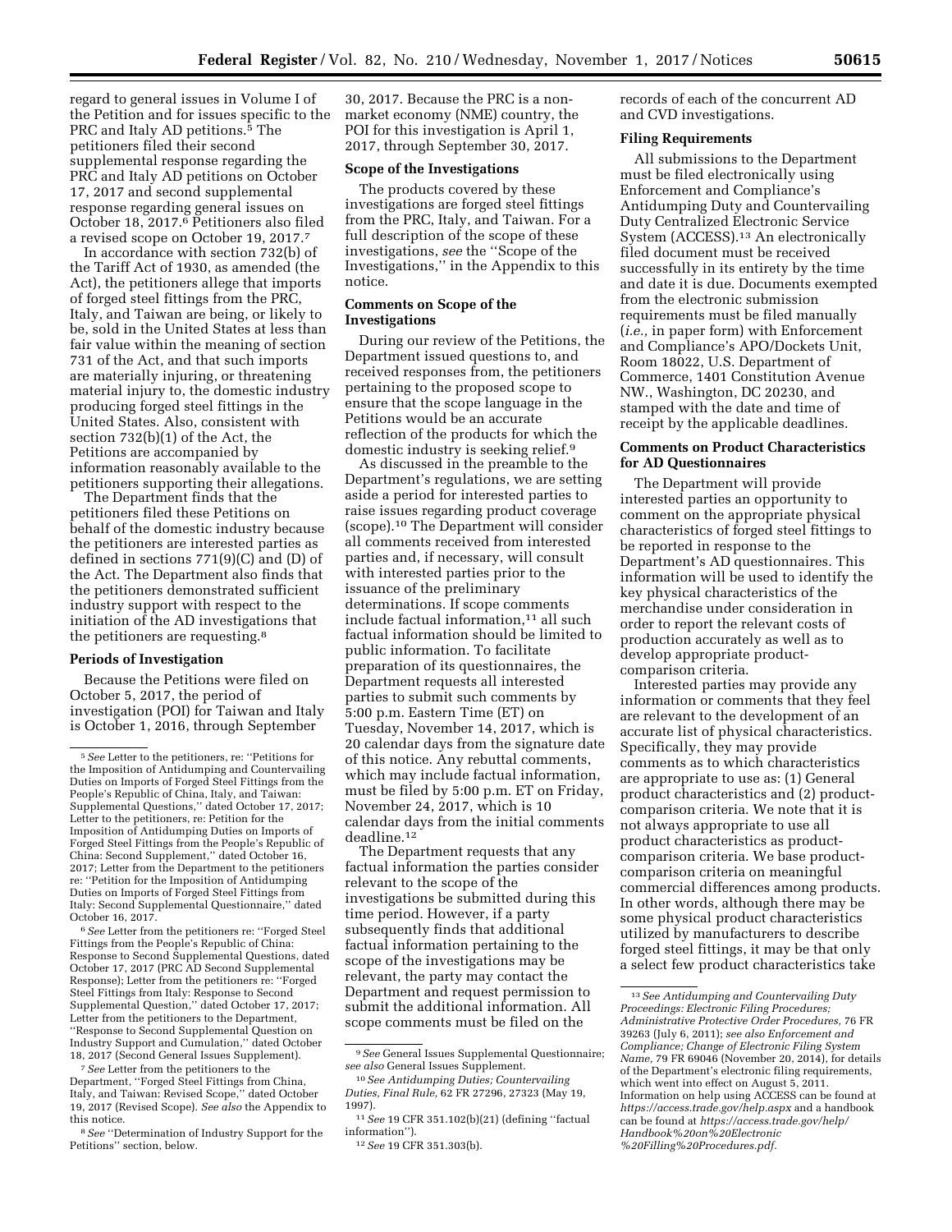regard to general issues in Volume I of the Petition and for issues specific to the PRC and Italy AD petitions.[5] The petitioners filed their second supplemental response regarding the PRC and Italy AD petitions on October 17, 2017 and second supplemental response regarding general issues on October 18, 2017.[6] Petitioners also filed a revised scope on October 19, 2017.[7]

In accordance with section 732(b) of the Tariff Act of 1930, as amended (the Act), the petitioners allege that imports of forged steel fittings from the PRC, Italy, and Taiwan are being, or likely to be, sold in the United States at less than fair value within the meaning of section 731 of the Act, and that such imports are materially injuring, or threatening material injury to, the domestic industry producing forged steel fittings in the United States. Also, consistent with section 732(b)(1) of the Act, the Petitions are accompanied by information reasonably available to the petitioners supporting their allegations.

The Department finds that the petitioners filed these Petitions on behalf of the domestic industry because the petitioners are interested parties as defined in sections 771(9)(C) and (D) of the Act. The Department also finds that the petitioners demonstrated sufficient industry support with respect to the initiation of the AD investigations that the petitioners are requesting.[8]

### Periods of Investigation

Because the Petitions were filed on October 5, 2017, the period of investigation (POI) for Taiwan and Italy is October 1, 2016, through September 30, 2017. Because the PRC is a non-market economy (NME) country, the POI for this investigation is April 1, 2017, through September 30, 2017.

### Scope of the Investigations

The products covered by these investigations are forged steel fittings from the PRC, Italy, and Taiwan. For a full description of the scope of these investigations, *see* the "Scope of the Investigations," in the Appendix to this notice.

### Comments on Scope of the Investigations

During our review of the Petitions, the Department issued questions to, and received responses from, the petitioners pertaining to the proposed scope to ensure that the scope language in the Petitions would be an accurate reflection of the products for which the domestic industry is seeking relief.[9]

As discussed in the preamble to the Department's regulations, we are setting aside a period for interested parties to raise issues regarding product coverage (scope).[10] The Department will consider all comments received from interested parties and, if necessary, will consult with interested parties prior to the issuance of the preliminary determinations. If scope comments include factual information,[11] all such factual information should be limited to public information. To facilitate preparation of its questionnaires, the Department requests all interested parties to submit such comments by 5:00 p.m. Eastern Time (ET) on Tuesday, November 14, 2017, which is 20 calendar days from the signature date of this notice. Any rebuttal comments, which may include factual information, must be filed by 5:00 p.m. ET on Friday, November 24, 2017, which is 10 calendar days from the initial comments deadline.[12]

The Department requests that any factual information the parties consider relevant to the scope of the investigations be submitted during this time period. However, if a party subsequently finds that additional factual information pertaining to the scope of the investigations may be relevant, the party may contact the Department and request permission to submit the additional information. All scope comments must be filed on the records of each of the concurrent AD and CVD investigations.

### Filing Requirements

All submissions to the Department must be filed electronically using Enforcement and Compliance's Antidumping Duty and Countervailing Duty Centralized Electronic Service System (ACCESS).[13] An electronically filed document must be received successfully in its entirety by the time and date it is due. Documents exempted from the electronic submission requirements must be filed manually (*i.e.,* in paper form) with Enforcement and Compliance's APO/Dockets Unit, Room 18022, U.S. Department of Commerce, 1401 Constitution Avenue NW., Washington, DC 20230, and stamped with the date and time of receipt by the applicable deadlines.

### Comments on Product Characteristics for AD Questionnaires

The Department will provide interested parties an opportunity to comment on the appropriate physical characteristics of forged steel fittings to be reported in response to the Department's AD questionnaires. This information will be used to identify the key physical characteristics of the merchandise under consideration in order to report the relevant costs of production accurately as well as to develop appropriate product-comparison criteria.

Interested parties may provide any information or comments that they feel are relevant to the development of an accurate list of physical characteristics. Specifically, they may provide comments as to which characteristics are appropriate to use as: (1) General product characteristics and (2) product-comparison criteria. We note that it is not always appropriate to use all product characteristics as product-comparison criteria. We base product-comparison criteria on meaningful commercial differences among products. In other words, although there may be some physical product characteristics utilized by manufacturers to describe forged steel fittings, it may be that only a select few product characteristics take

---

[5] *See* Letter to the petitioners, re: "Petitions for the Imposition of Antidumping and Countervailing Duties on Imports of Forged Steel Fittings from the People's Republic of China, Italy, and Taiwan: Supplemental Questions," dated October 17, 2017; Letter to the petitioners, re: Petition for the Imposition of Antidumping Duties on Imports of Forged Steel Fittings from the People's Republic of China: Second Supplement," dated October 16, 2017; Letter from the Department to the petitioners re: "Petition for the Imposition of Antidumping Duties on Imports of Forged Steel Fittings from Italy: Second Supplemental Questionnaire," dated October 16, 2017.

[6] *See* Letter from the petitioners re: "Forged Steel Fittings from the People's Republic of China: Response to Second Supplemental Questions, dated October 17, 2017 (PRC AD Second Supplemental Response); Letter from the petitioners re: "Forged Steel Fittings from Italy: Response to Second Supplemental Question," dated October 17, 2017; Letter from the petitioners to the Department, "Response to Second Supplemental Question on Industry Support and Cumulation," dated October 18, 2017 (Second General Issues Supplement).

[7] *See* Letter from the petitioners to the Department, "Forged Steel Fittings from China, Italy, and Taiwan: Revised Scope," dated October 19, 2017 (Revised Scope). *See also* the Appendix to this notice.

[8] *See* "Determination of Industry Support for the Petitions" section, below.

[9] *See* General Issues Supplemental Questionnaire; *see also* General Issues Supplement.

[10] *See Antidumping Duties; Countervailing Duties, Final Rule,* 62 FR 27296, 27323 (May 19, 1997).

[11] *See* 19 CFR 351.102(b)(21) (defining "factual information").

[12] *See* 19 CFR 351.303(b).

[13] *See Antidumping and Countervailing Duty Proceedings: Electronic Filing Procedures; Administrative Protective Order Procedures,* 76 FR 39263 (July 6, 2011); *see also Enforcement and Compliance; Change of Electronic Filing System Name,* 79 FR 69046 (November 20, 2014), for details of the Department's electronic filing requirements, which went into effect on August 5, 2011. Information on help using ACCESS can be found at *https://access.trade.gov/help.aspx* and a handbook can be found at *https://access.trade.gov/help/Handbook%20on%20Electronic%20Filling%20Procedures.pdf.*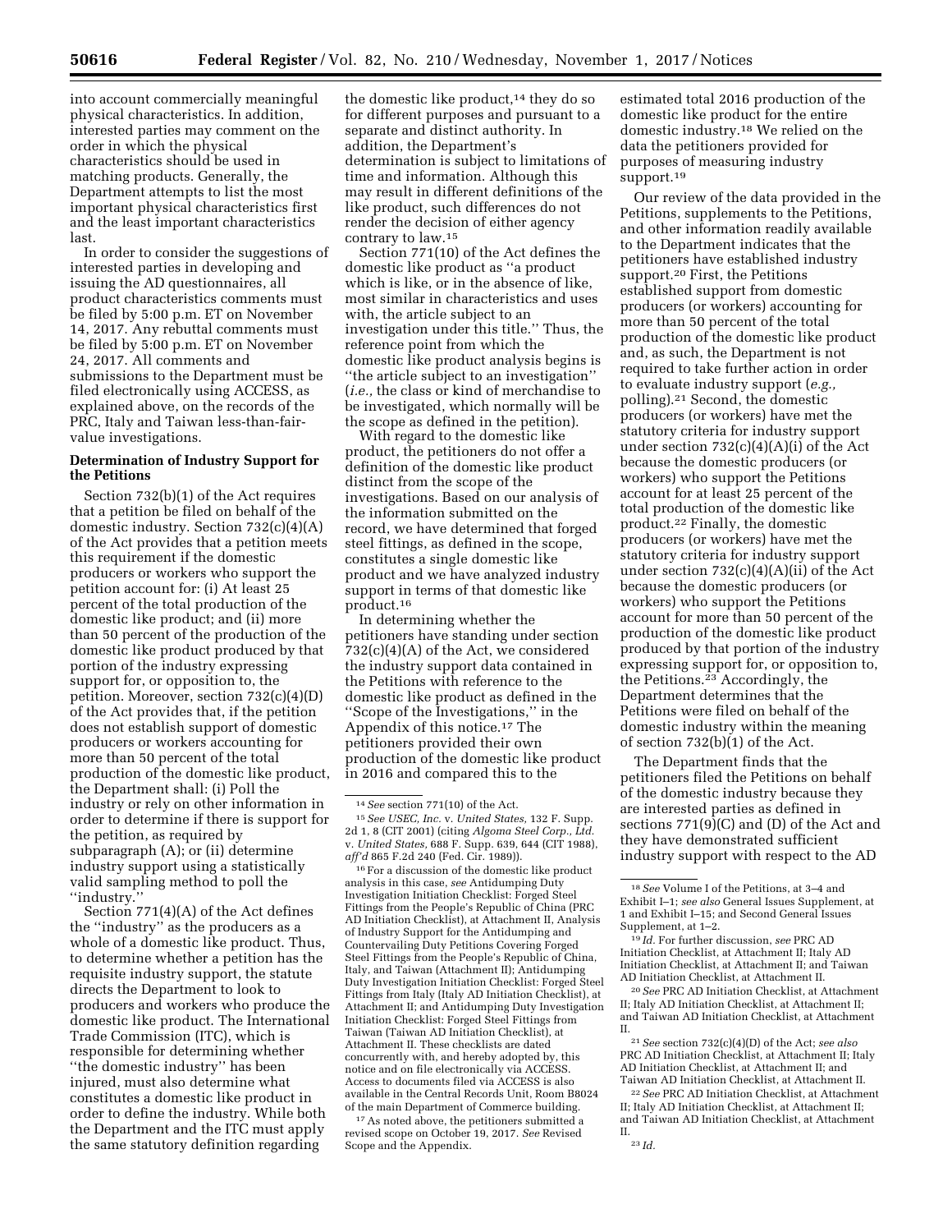into account commercially meaningful physical characteristics. In addition, interested parties may comment on the order in which the physical characteristics should be used in matching products. Generally, the Department attempts to list the most important physical characteristics first and the least important characteristics last.

In order to consider the suggestions of interested parties in developing and issuing the AD questionnaires, all product characteristics comments must be filed by 5:00 p.m. ET on November 14, 2017. Any rebuttal comments must be filed by 5:00 p.m. ET on November 24, 2017. All comments and submissions to the Department must be filed electronically using ACCESS, as explained above, on the records of the PRC, Italy and Taiwan less-than-fair-value investigations.

**Determination of Industry Support for the Petitions**

Section 732(b)(1) of the Act requires that a petition be filed on behalf of the domestic industry. Section 732(c)(4)(A) of the Act provides that a petition meets this requirement if the domestic producers or workers who support the petition account for: (i) At least 25 percent of the total production of the domestic like product; and (ii) more than 50 percent of the production of the domestic like product produced by that portion of the industry expressing support for, or opposition to, the petition. Moreover, section 732(c)(4)(D) of the Act provides that, if the petition does not establish support of domestic producers or workers accounting for more than 50 percent of the total production of the domestic like product, the Department shall: (i) Poll the industry or rely on other information in order to determine if there is support for the petition, as required by subparagraph (A); or (ii) determine industry support using a statistically valid sampling method to poll the ''industry.''

Section 771(4)(A) of the Act defines the ''industry'' as the producers as a whole of a domestic like product. Thus, to determine whether a petition has the requisite industry support, the statute directs the Department to look to producers and workers who produce the domestic like product. The International Trade Commission (ITC), which is responsible for determining whether ''the domestic industry'' has been injured, must also determine what constitutes a domestic like product in order to define the industry. While both the Department and the ITC must apply the same statutory definition regarding the domestic like product,[14] they do so for different purposes and pursuant to a separate and distinct authority. In addition, the Department's determination is subject to limitations of time and information. Although this may result in different definitions of the like product, such differences do not render the decision of either agency contrary to law.[15]

Section 771(10) of the Act defines the domestic like product as ''a product which is like, or in the absence of like, most similar in characteristics and uses with, the article subject to an investigation under this title.'' Thus, the reference point from which the domestic like product analysis begins is ''the article subject to an investigation'' (*i.e.,* the class or kind of merchandise to be investigated, which normally will be the scope as defined in the petition).

With regard to the domestic like product, the petitioners do not offer a definition of the domestic like product distinct from the scope of the investigations. Based on our analysis of the information submitted on the record, we have determined that forged steel fittings, as defined in the scope, constitutes a single domestic like product and we have analyzed industry support in terms of that domestic like product.[16]

In determining whether the petitioners have standing under section 732(c)(4)(A) of the Act, we considered the industry support data contained in the Petitions with reference to the domestic like product as defined in the ''Scope of the Investigations,'' in the Appendix of this notice.[17] The petitioners provided their own production of the domestic like product in 2016 and compared this to the estimated total 2016 production of the domestic like product for the entire domestic industry.[18] We relied on the data the petitioners provided for purposes of measuring industry support.[19]

Our review of the data provided in the Petitions, supplements to the Petitions, and other information readily available to the Department indicates that the petitioners have established industry support.[20] First, the Petitions established support from domestic producers (or workers) accounting for more than 50 percent of the total production of the domestic like product and, as such, the Department is not required to take further action in order to evaluate industry support (*e.g.,* polling).[21] Second, the domestic producers (or workers) have met the statutory criteria for industry support under section 732(c)(4)(A)(i) of the Act because the domestic producers (or workers) who support the Petitions account for at least 25 percent of the total production of the domestic like product.[22] Finally, the domestic producers (or workers) have met the statutory criteria for industry support under section 732(c)(4)(A)(ii) of the Act because the domestic producers (or workers) who support the Petitions account for more than 50 percent of the production of the domestic like product produced by that portion of the industry expressing support for, or opposition to, the Petitions.[23] Accordingly, the Department determines that the Petitions were filed on behalf of the domestic industry within the meaning of section 732(b)(1) of the Act.

The Department finds that the petitioners filed the Petitions on behalf of the domestic industry because they are interested parties as defined in sections 771(9)(C) and (D) of the Act and they have demonstrated sufficient industry support with respect to the AD

---

[14] *See* section 771(10) of the Act.

[15] *See USEC, Inc.* v. *United States,* 132 F. Supp. 2d 1, 8 (CIT 2001) (citing *Algoma Steel Corp., Ltd.* v. *United States,* 688 F. Supp. 639, 644 (CIT 1988), *aff'd* 865 F.2d 240 (Fed. Cir. 1989)).

[16] For a discussion of the domestic like product analysis in this case, *see* Antidumping Duty Investigation Initiation Checklist: Forged Steel Fittings from the People's Republic of China (PRC AD Initiation Checklist), at Attachment II, Analysis of Industry Support for the Antidumping and Countervailing Duty Petitions Covering Forged Steel Fittings from the People's Republic of China, Italy, and Taiwan (Attachment II); Antidumping Duty Investigation Initiation Checklist: Forged Steel Fittings from Italy (Italy AD Initiation Checklist), at Attachment II; and Antidumping Duty Investigation Initiation Checklist: Forged Steel Fittings from Taiwan (Taiwan AD Initiation Checklist), at Attachment II. These checklists are dated concurrently with, and hereby adopted by, this notice and on file electronically via ACCESS. Access to documents filed via ACCESS is also available in the Central Records Unit, Room B8024 of the main Department of Commerce building.

[17] As noted above, the petitioners submitted a revised scope on October 19, 2017. *See* Revised Scope and the Appendix.

[18] *See* Volume I of the Petitions, at 3–4 and Exhibit I–1; *see also* General Issues Supplement, at 1 and Exhibit I–15; and Second General Issues Supplement, at 1–2.

[19] *Id.* For further discussion, *see* PRC AD Initiation Checklist, at Attachment II; Italy AD Initiation Checklist, at Attachment II; and Taiwan AD Initiation Checklist, at Attachment II.

[20] *See* PRC AD Initiation Checklist, at Attachment II; Italy AD Initiation Checklist, at Attachment II; and Taiwan AD Initiation Checklist, at Attachment II.

[21] *See* section 732(c)(4)(D) of the Act; *see also* PRC AD Initiation Checklist, at Attachment II; Italy AD Initiation Checklist, at Attachment II; and Taiwan AD Initiation Checklist, at Attachment II.

[22] *See* PRC AD Initiation Checklist, at Attachment II; Italy AD Initiation Checklist, at Attachment II; and Taiwan AD Initiation Checklist, at Attachment II.

[23] *Id.*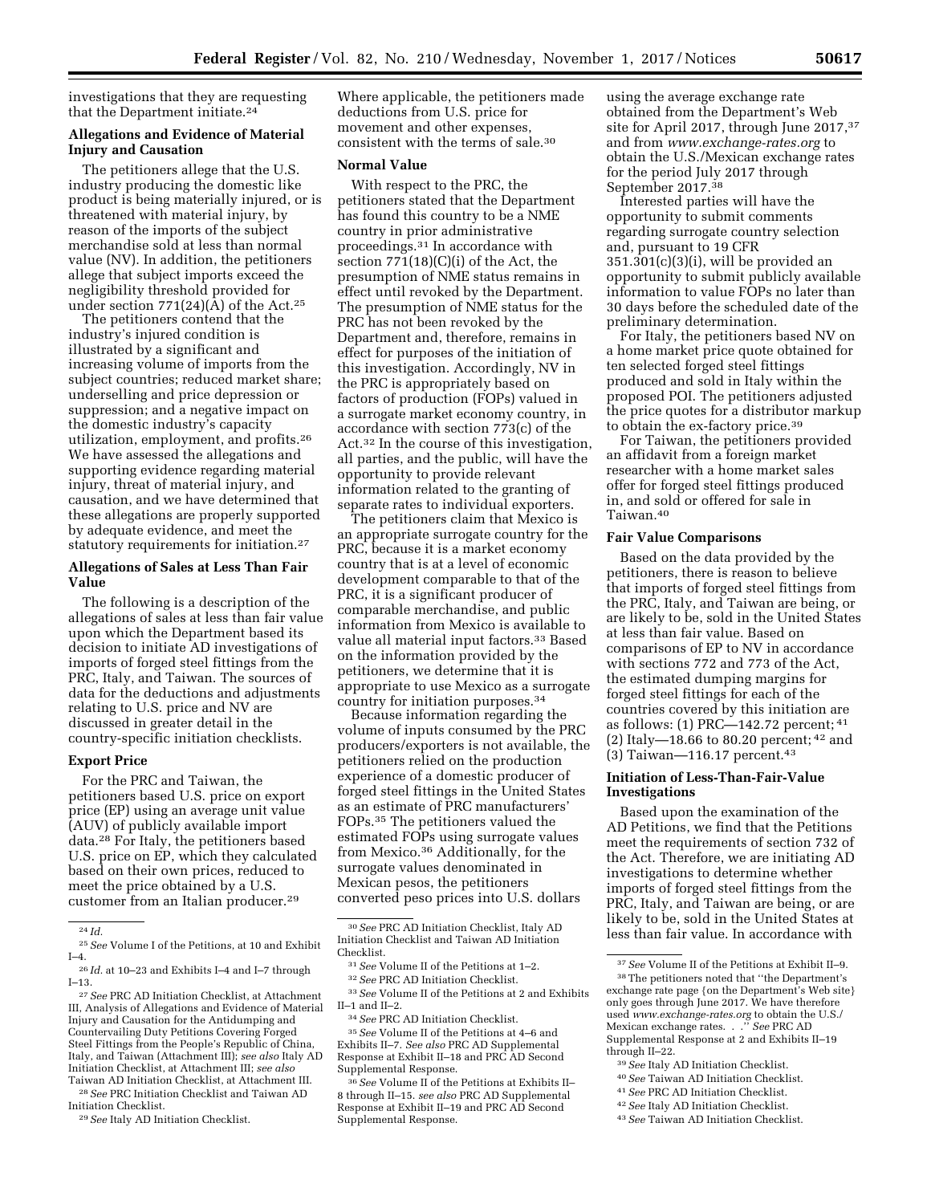investigations that they are requesting that the Department initiate.[24]

### Allegations and Evidence of Material Injury and Causation

The petitioners allege that the U.S. industry producing the domestic like product is being materially injured, or is threatened with material injury, by reason of the imports of the subject merchandise sold at less than normal value (NV). In addition, the petitioners allege that subject imports exceed the negligibility threshold provided for under section 771(24)(A) of the Act.[25]

The petitioners contend that the industry's injured condition is illustrated by a significant and increasing volume of imports from the subject countries; reduced market share; underselling and price depression or suppression; and a negative impact on the domestic industry's capacity utilization, employment, and profits.[26] We have assessed the allegations and supporting evidence regarding material injury, threat of material injury, and causation, and we have determined that these allegations are properly supported by adequate evidence, and meet the statutory requirements for initiation.[27]

### Allegations of Sales at Less Than Fair Value

The following is a description of the allegations of sales at less than fair value upon which the Department based its decision to initiate AD investigations of imports of forged steel fittings from the PRC, Italy, and Taiwan. The sources of data for the deductions and adjustments relating to U.S. price and NV are discussed in greater detail in the country-specific initiation checklists.

### Export Price

For the PRC and Taiwan, the petitioners based U.S. price on export price (EP) using an average unit value (AUV) of publicly available import data.[28] For Italy, the petitioners based U.S. price on EP, which they calculated based on their own prices, reduced to meet the price obtained by a U.S. customer from an Italian producer.[29] Where applicable, the petitioners made deductions from U.S. price for movement and other expenses, consistent with the terms of sale.[30]

### Normal Value

With respect to the PRC, the petitioners stated that the Department has found this country to be a NME country in prior administrative proceedings.[31] In accordance with section 771(18)(C)(i) of the Act, the presumption of NME status remains in effect until revoked by the Department. The presumption of NME status for the PRC has not been revoked by the Department and, therefore, remains in effect for purposes of the initiation of this investigation. Accordingly, NV in the PRC is appropriately based on factors of production (FOPs) valued in a surrogate market economy country, in accordance with section 773(c) of the Act.[32] In the course of this investigation, all parties, and the public, will have the opportunity to provide relevant information related to the granting of separate rates to individual exporters.

The petitioners claim that Mexico is an appropriate surrogate country for the PRC, because it is a market economy country that is at a level of economic development comparable to that of the PRC, it is a significant producer of comparable merchandise, and public information from Mexico is available to value all material input factors.[33] Based on the information provided by the petitioners, we determine that it is appropriate to use Mexico as a surrogate country for initiation purposes.[34]

Because information regarding the volume of inputs consumed by the PRC producers/exporters is not available, the petitioners relied on the production experience of a domestic producer of forged steel fittings in the United States as an estimate of PRC manufacturers' FOPs.[35] The petitioners valued the estimated FOPs using surrogate values from Mexico.[36] Additionally, for the surrogate values denominated in Mexican pesos, the petitioners converted peso prices into U.S. dollars using the average exchange rate obtained from the Department's Web site for April 2017, through June 2017,[37] and from *www.exchange-rates.org* to obtain the U.S./Mexican exchange rates for the period July 2017 through September 2017.[38]

Interested parties will have the opportunity to submit comments regarding surrogate country selection and, pursuant to 19 CFR 351.301(c)(3)(i), will be provided an opportunity to submit publicly available information to value FOPs no later than 30 days before the scheduled date of the preliminary determination.

For Italy, the petitioners based NV on a home market price quote obtained for ten selected forged steel fittings produced and sold in Italy within the proposed POI. The petitioners adjusted the price quotes for a distributor markup to obtain the ex-factory price.[39]

For Taiwan, the petitioners provided an affidavit from a foreign market researcher with a home market sales offer for forged steel fittings produced in, and sold or offered for sale in Taiwan.[40]

### Fair Value Comparisons

Based on the data provided by the petitioners, there is reason to believe that imports of forged steel fittings from the PRC, Italy, and Taiwan are being, or are likely to be, sold in the United States at less than fair value. Based on comparisons of EP to NV in accordance with sections 772 and 773 of the Act, the estimated dumping margins for forged steel fittings for each of the countries covered by this initiation are as follows: (1) PRC—142.72 percent;[41] (2) Italy—18.66 to 80.20 percent;[42] and (3) Taiwan—116.17 percent.[43]

### Initiation of Less-Than-Fair-Value Investigations

Based upon the examination of the AD Petitions, we find that the Petitions meet the requirements of section 732 of the Act. Therefore, we are initiating AD investigations to determine whether imports of forged steel fittings from the PRC, Italy, and Taiwan are being, or are likely to be, sold in the United States at less than fair value. In accordance with

---

[24] *Id.*

[25] *See* Volume I of the Petitions, at 10 and Exhibit I–4.

[26] *Id.* at 10–23 and Exhibits I–4 and I–7 through I–13.

[27] *See* PRC AD Initiation Checklist, at Attachment III, Analysis of Allegations and Evidence of Material Injury and Causation for the Antidumping and Countervailing Duty Petitions Covering Forged Steel Fittings from the People's Republic of China, Italy, and Taiwan (Attachment III); *see also* Italy AD Initiation Checklist, at Attachment III; *see also* Taiwan AD Initiation Checklist, at Attachment III.

[28] *See* PRC Initiation Checklist and Taiwan AD Initiation Checklist.

[29] *See* Italy AD Initiation Checklist.

[30] *See* PRC AD Initiation Checklist, Italy AD Initiation Checklist and Taiwan AD Initiation Checklist.

[31] *See* Volume II of the Petitions at 1–2.

[32] *See* PRC AD Initiation Checklist.

[33] *See* Volume II of the Petitions at 2 and Exhibits II–1 and II–2.

[34] *See* PRC AD Initiation Checklist.

[35] *See* Volume II of the Petitions at 4–6 and Exhibits II–7. *See also* PRC AD Supplemental Response at Exhibit II–18 and PRC AD Second Supplemental Response.

[36] *See* Volume II of the Petitions at Exhibits II–8 through II–15. *see also* PRC AD Supplemental Response at Exhibit II–19 and PRC AD Second Supplemental Response.

[37] *See* Volume II of the Petitions at Exhibit II–9.

[38] The petitioners noted that "the Department's exchange rate page {on the Department's Web site} only goes through June 2017. We have therefore used *www.exchange-rates.org* to obtain the U.S./Mexican exchange rates. . ." *See* PRC AD Supplemental Response at 2 and Exhibits II–19 through II–22.

[39] *See* Italy AD Initiation Checklist.

[40] *See* Taiwan AD Initiation Checklist.

[41] *See* PRC AD Initiation Checklist.

[42] *See* Italy AD Initiation Checklist.

[43] *See* Taiwan AD Initiation Checklist.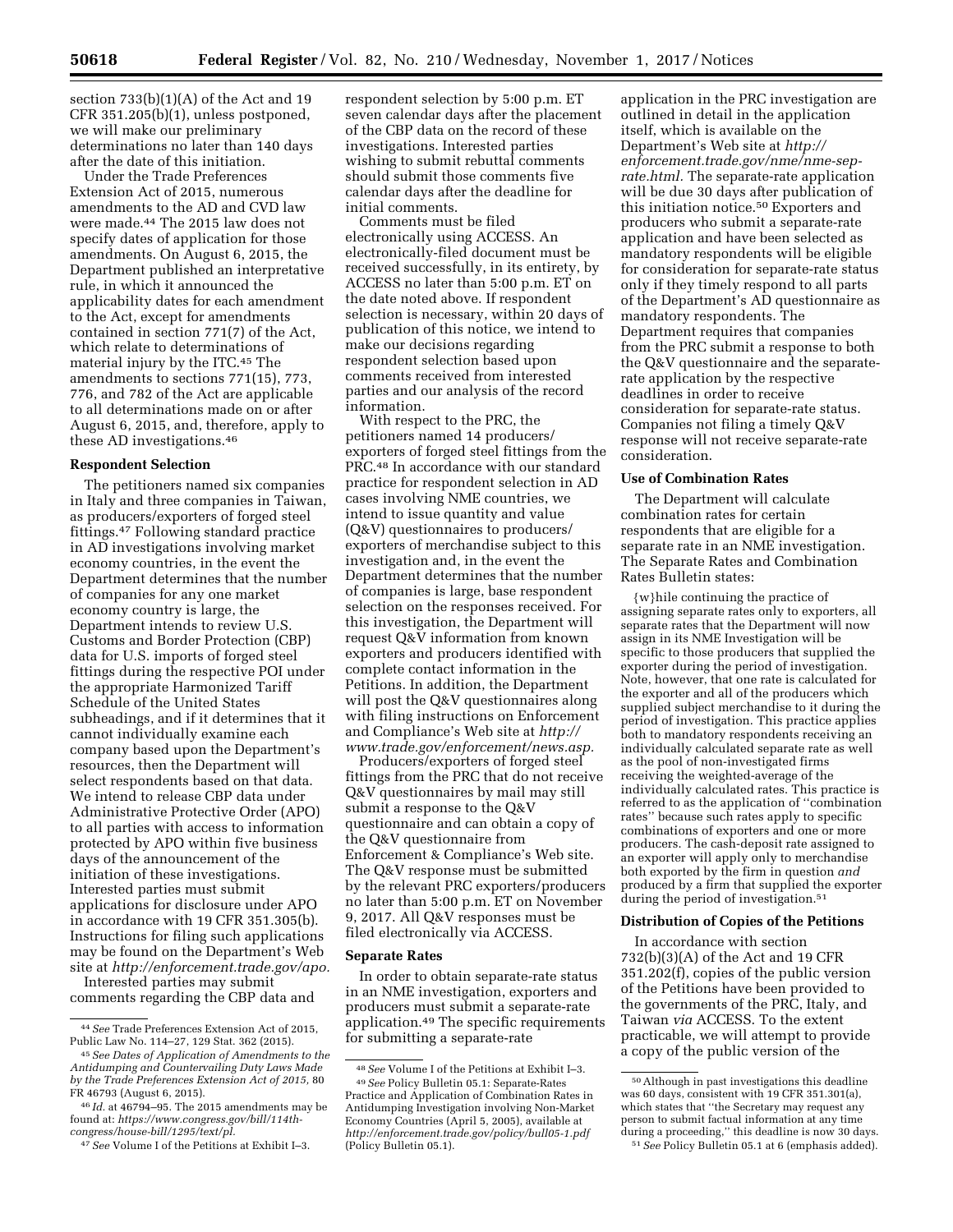section 733(b)(1)(A) of the Act and 19 CFR 351.205(b)(1), unless postponed, we will make our preliminary determinations no later than 140 days after the date of this initiation.

Under the Trade Preferences Extension Act of 2015, numerous amendments to the AD and CVD law were made.[44] The 2015 law does not specify dates of application for those amendments. On August 6, 2015, the Department published an interpretative rule, in which it announced the applicability dates for each amendment to the Act, except for amendments contained in section 771(7) of the Act, which relate to determinations of material injury by the ITC.[45] The amendments to sections 771(15), 773, 776, and 782 of the Act are applicable to all determinations made on or after August 6, 2015, and, therefore, apply to these AD investigations.[46]

**Respondent Selection**

The petitioners named six companies in Italy and three companies in Taiwan, as producers/exporters of forged steel fittings.[47] Following standard practice in AD investigations involving market economy countries, in the event the Department determines that the number of companies for any one market economy country is large, the Department intends to review U.S. Customs and Border Protection (CBP) data for U.S. imports of forged steel fittings during the respective POI under the appropriate Harmonized Tariff Schedule of the United States subheadings, and if it determines that it cannot individually examine each company based upon the Department's resources, then the Department will select respondents based on that data. We intend to release CBP data under Administrative Protective Order (APO) to all parties with access to information protected by APO within five business days of the announcement of the initiation of these investigations. Interested parties must submit applications for disclosure under APO in accordance with 19 CFR 351.305(b). Instructions for filing such applications may be found on the Department's Web site at *http://enforcement.trade.gov/apo.*

Interested parties may submit comments regarding the CBP data and respondent selection by 5:00 p.m. ET seven calendar days after the placement of the CBP data on the record of these investigations. Interested parties wishing to submit rebuttal comments should submit those comments five calendar days after the deadline for initial comments.

Comments must be filed electronically using ACCESS. An electronically-filed document must be received successfully, in its entirety, by ACCESS no later than 5:00 p.m. ET on the date noted above. If respondent selection is necessary, within 20 days of publication of this notice, we intend to make our decisions regarding respondent selection based upon comments received from interested parties and our analysis of the record information.

With respect to the PRC, the petitioners named 14 producers/exporters of forged steel fittings from the PRC.[48] In accordance with our standard practice for respondent selection in AD cases involving NME countries, we intend to issue quantity and value (Q&V) questionnaires to producers/exporters of merchandise subject to this investigation and, in the event the Department determines that the number of companies is large, base respondent selection on the responses received. For this investigation, the Department will request Q&V information from known exporters and producers identified with complete contact information in the Petitions. In addition, the Department will post the Q&V questionnaires along with filing instructions on Enforcement and Compliance's Web site at *http://www.trade.gov/enforcement/news.asp.*

Producers/exporters of forged steel fittings from the PRC that do not receive Q&V questionnaires by mail may still submit a response to the Q&V questionnaire and can obtain a copy of the Q&V questionnaire from Enforcement & Compliance's Web site. The Q&V response must be submitted by the relevant PRC exporters/producers no later than 5:00 p.m. ET on November 9, 2017. All Q&V responses must be filed electronically via ACCESS.

**Separate Rates**

In order to obtain separate-rate status in an NME investigation, exporters and producers must submit a separate-rate application.[49] The specific requirements for submitting a separate-rate application in the PRC investigation are outlined in detail in the application itself, which is available on the Department's Web site at *http://enforcement.trade.gov/nme/nme-sep-rate.html.* The separate-rate application will be due 30 days after publication of this initiation notice.[50] Exporters and producers who submit a separate-rate application and have been selected as mandatory respondents will be eligible for consideration for separate-rate status only if they timely respond to all parts of the Department's AD questionnaire as mandatory respondents. The Department requires that companies from the PRC submit a response to both the Q&V questionnaire and the separate-rate application by the respective deadlines in order to receive consideration for separate-rate status. Companies not filing a timely Q&V response will not receive separate-rate consideration.

**Use of Combination Rates**

The Department will calculate combination rates for certain respondents that are eligible for a separate rate in an NME investigation. The Separate Rates and Combination Rates Bulletin states:

> {w}hile continuing the practice of assigning separate rates only to exporters, all separate rates that the Department will now assign in its NME Investigation will be specific to those producers that supplied the exporter during the period of investigation. Note, however, that one rate is calculated for the exporter and all of the producers which supplied subject merchandise to it during the period of investigation. This practice applies both to mandatory respondents receiving an individually calculated separate rate as well as the pool of non-investigated firms receiving the weighted-average of the individually calculated rates. This practice is referred to as the application of "combination rates" because such rates apply to specific combinations of exporters and one or more producers. The cash-deposit rate assigned to an exporter will apply only to merchandise both exported by the firm in question *and* produced by a firm that supplied the exporter during the period of investigation.[51]

**Distribution of Copies of the Petitions**

In accordance with section 732(b)(3)(A) of the Act and 19 CFR 351.202(f), copies of the public version of the Petitions have been provided to the governments of the PRC, Italy, and Taiwan *via* ACCESS. To the extent practicable, we will attempt to provide a copy of the public version of the

---

[44] *See* Trade Preferences Extension Act of 2015, Public Law No. 114–27, 129 Stat. 362 (2015).

[45] *See Dates of Application of Amendments to the Antidumping and Countervailing Duty Laws Made by the Trade Preferences Extension Act of 2015,* 80 FR 46793 (August 6, 2015).

[46] *Id.* at 46794–95. The 2015 amendments may be found at: *https://www.congress.gov/bill/114th-congress/house-bill/1295/text/pl.*

[47] *See* Volume I of the Petitions at Exhibit I–3.

[48] *See* Volume I of the Petitions at Exhibit I–3.

[49] *See* Policy Bulletin 05.1: Separate-Rates Practice and Application of Combination Rates in Antidumping Investigation involving Non-Market Economy Countries (April 5, 2005), available at *http://enforcement.trade.gov/policy/bull05-1.pdf* (Policy Bulletin 05.1).

[50] Although in past investigations this deadline was 60 days, consistent with 19 CFR 351.301(a), which states that "the Secretary may request any person to submit factual information at any time during a proceeding," this deadline is now 30 days.

[51] *See* Policy Bulletin 05.1 at 6 (emphasis added).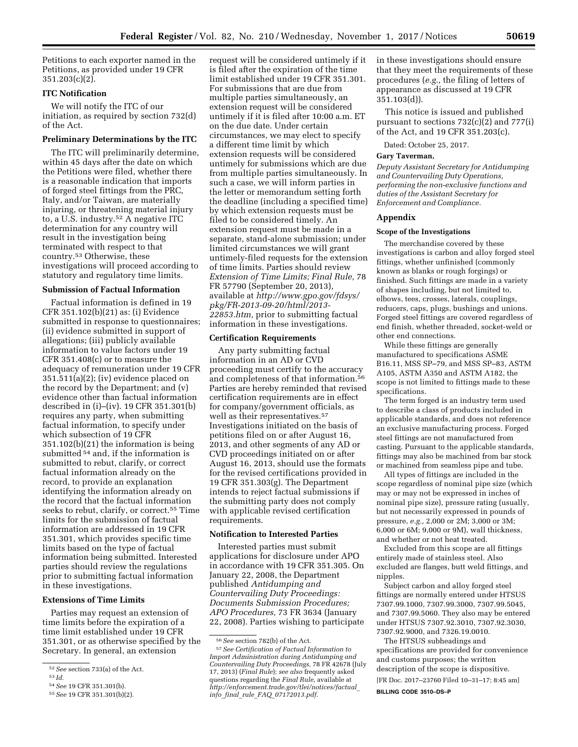Petitions to each exporter named in the Petitions, as provided under 19 CFR 351.203(c)(2).

## ITC Notification

We will notify the ITC of our initiation, as required by section 732(d) of the Act.

## Preliminary Determinations by the ITC

The ITC will preliminarily determine, within 45 days after the date on which the Petitions were filed, whether there is a reasonable indication that imports of forged steel fittings from the PRC, Italy, and/or Taiwan, are materially injuring, or threatening material injury to, a U.S. industry.[52] A negative ITC determination for any country will result in the investigation being terminated with respect to that country.[53] Otherwise, these investigations will proceed according to statutory and regulatory time limits.

## Submission of Factual Information

Factual information is defined in 19 CFR 351.102(b)(21) as: (i) Evidence submitted in response to questionnaires; (ii) evidence submitted in support of allegations; (iii) publicly available information to value factors under 19 CFR 351.408(c) or to measure the adequacy of remuneration under 19 CFR 351.511(a)(2); (iv) evidence placed on the record by the Department; and (v) evidence other than factual information described in (i)–(iv). 19 CFR 351.301(b) requires any party, when submitting factual information, to specify under which subsection of 19 CFR 351.102(b)(21) the information is being submitted[54] and, if the information is submitted to rebut, clarify, or correct factual information already on the record, to provide an explanation identifying the information already on the record that the factual information seeks to rebut, clarify, or correct.[55] Time limits for the submission of factual information are addressed in 19 CFR 351.301, which provides specific time limits based on the type of factual information being submitted. Interested parties should review the regulations prior to submitting factual information in these investigations.

## Extensions of Time Limits

Parties may request an extension of time limits before the expiration of a time limit established under 19 CFR 351.301, or as otherwise specified by the Secretary. In general, an extension request will be considered untimely if it is filed after the expiration of the time limit established under 19 CFR 351.301. For submissions that are due from multiple parties simultaneously, an extension request will be considered untimely if it is filed after 10:00 a.m. ET on the due date. Under certain circumstances, we may elect to specify a different time limit by which extension requests will be considered untimely for submissions which are due from multiple parties simultaneously. In such a case, we will inform parties in the letter or memorandum setting forth the deadline (including a specified time) by which extension requests must be filed to be considered timely. An extension request must be made in a separate, stand-alone submission; under limited circumstances we will grant untimely-filed requests for the extension of time limits. Parties should review *Extension of Time Limits; Final Rule,* 78 FR 57790 (September 20, 2013), available at *http://www.gpo.gov/fdsys/pkg/FR-2013-09-20/html/2013-22853.htm,* prior to submitting factual information in these investigations.

## Certification Requirements

Any party submitting factual information in an AD or CVD proceeding must certify to the accuracy and completeness of that information.[56] Parties are hereby reminded that revised certification requirements are in effect for company/government officials, as well as their representatives.[57] Investigations initiated on the basis of petitions filed on or after August 16, 2013, and other segments of any AD or CVD proceedings initiated on or after August 16, 2013, should use the formats for the revised certifications provided in 19 CFR 351.303(g). The Department intends to reject factual submissions if the submitting party does not comply with applicable revised certification requirements.

## Notification to Interested Parties

Interested parties must submit applications for disclosure under APO in accordance with 19 CFR 351.305. On January 22, 2008, the Department published *Antidumping and Countervailing Duty Proceedings: Documents Submission Procedures; APO Procedures,* 73 FR 3634 (January 22, 2008). Parties wishing to participate in these investigations should ensure that they meet the requirements of these procedures (*e.g.,* the filing of letters of appearance as discussed at 19 CFR 351.103(d)).

This notice is issued and published pursuant to sections 732(c)(2) and 777(i) of the Act, and 19 CFR 351.203(c).

Dated: October 25, 2017.

**Gary Taverman,**

*Deputy Assistant Secretary for Antidumping and Countervailing Duty Operations, performing the non-exclusive functions and duties of the Assistant Secretary for Enforcement and Compliance.*

## Appendix

### Scope of the Investigations

The merchandise covered by these investigations is carbon and alloy forged steel fittings, whether unfinished (commonly known as blanks or rough forgings) or finished. Such fittings are made in a variety of shapes including, but not limited to, elbows, tees, crosses, laterals, couplings, reducers, caps, plugs, bushings and unions. Forged steel fittings are covered regardless of end finish, whether threaded, socket-weld or other end connections.

While these fittings are generally manufactured to specifications ASME B16.11, MSS SP–79, and MSS SP–83, ASTM A105, ASTM A350 and ASTM A182, the scope is not limited to fittings made to these specifications.

The term forged is an industry term used to describe a class of products included in applicable standards, and does not reference an exclusive manufacturing process. Forged steel fittings are not manufactured from casting. Pursuant to the applicable standards, fittings may also be machined from bar stock or machined from seamless pipe and tube.

All types of fittings are included in the scope regardless of nominal pipe size (which may or may not be expressed in inches of nominal pipe size), pressure rating (usually, but not necessarily expressed in pounds of pressure, *e.g.,* 2,000 or 2M; 3,000 or 3M; 6,000 or 6M; 9,000 or 9M), wall thickness, and whether or not heat treated.

Excluded from this scope are all fittings entirely made of stainless steel. Also excluded are flanges, butt weld fittings, and nipples.

Subject carbon and alloy forged steel fittings are normally entered under HTSUS 7307.99.1000, 7307.99.3000, 7307.99.5045, and 7307.99.5060. They also may be entered under HTSUS 7307.92.3010, 7307.92.3030, 7307.92.9000, and 7326.19.0010.

The HTSUS subheadings and specifications are provided for convenience and customs purposes; the written description of the scope is dispositive.

[FR Doc. 2017–23760 Filed 10–31–17; 8:45 am]

**BILLING CODE 3510–DS–P**

---

[52] *See* section 733(a) of the Act.

[53] *Id.*

[54] *See* 19 CFR 351.301(b).

[55] *See* 19 CFR 351.301(b)(2).

[56] *See* section 782(b) of the Act.

[57] *See Certification of Factual Information to Import Administration during Antidumping and Countervailing Duty Proceedings,* 78 FR 42678 (July 17, 2013) (*Final Rule*); *see also* frequently asked questions regarding the *Final Rule,* available at *http://enforcement.trade.gov/tlei/notices/factual_info_final_rule_FAQ_07172013.pdf.*